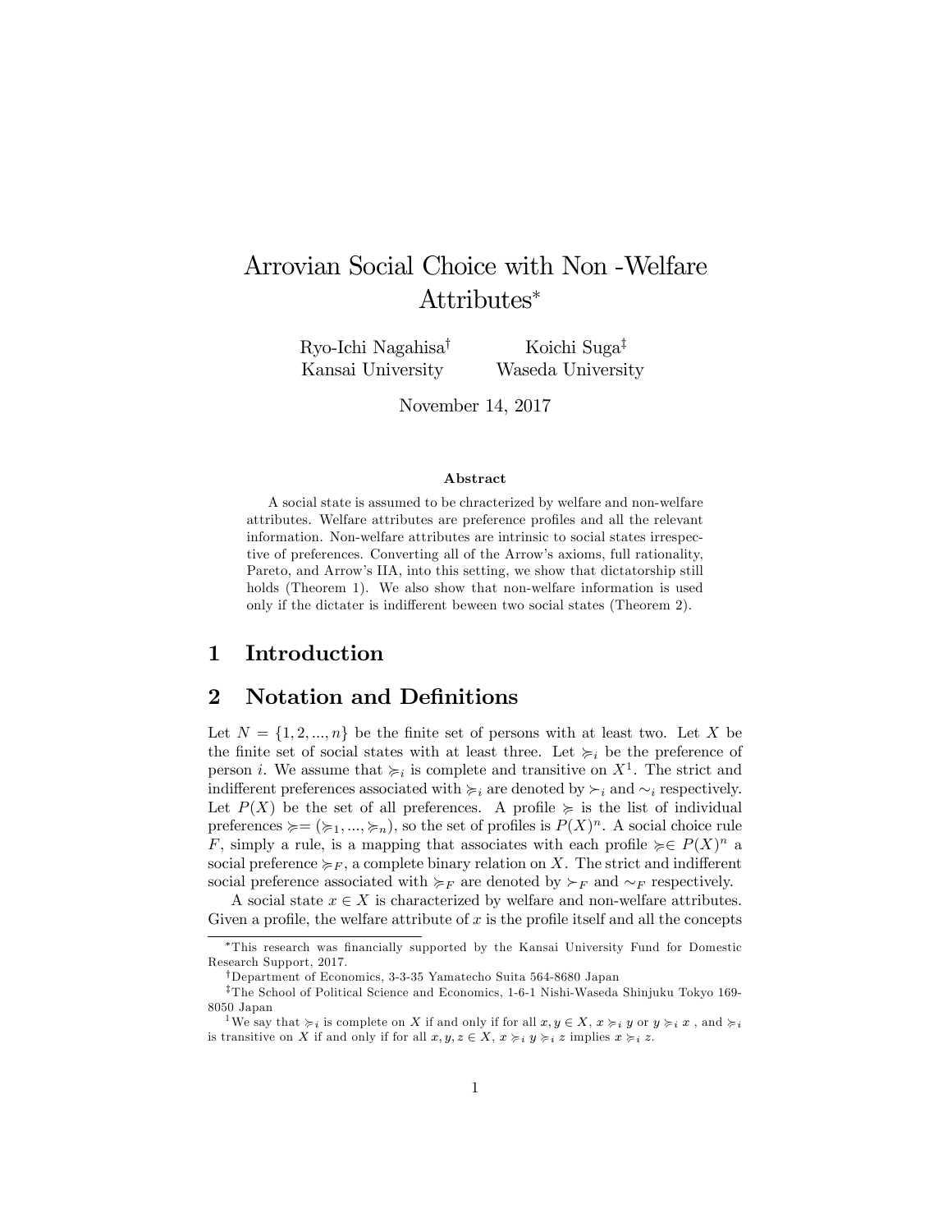# Arrovian Social Choice with Non -Welfare Attributes*

Ryo-Ichi Nagahisa[†] Kansai University

Koichi Suga[‡] Waseda University

November 14, 2017

### Abstract

A social state is assumed to be chracterized by welfare and non-welfare attributes. Welfare attributes are preference profiles and all the relevant information. Non-welfare attributes are intrinsic to social states irrespective of preferences. Converting all of the Arrow's axioms, full rationality, Pareto, and Arrow's IIA, into this setting, we show that dictatorship still holds (Theorem 1). We also show that non-welfare information is used only if the dictater is indifferent beween two social states (Theorem 2).

## 1 Introduction

## 2 Notation and Definitions

Let $N = \{1, 2, ..., n\}$ be the finite set of persons with at least two. Let $X$ be the finite set of social states with at least three. Let $\succcurlyeq_i$ be the preference of person $i$. We assume that $\succcurlyeq_i$ is complete and transitive on $X$[1]. The strict and indifferent preferences associated with $\succcurlyeq_i$ are denoted by $\succ_i$ and $\sim_i$ respectively. Let $P(X)$ be the set of all preferences. A profile $\succcurlyeq$ is the list of individual preferences $\succcurlyeq = (\succcurlyeq_1, ..., \succcurlyeq_n)$, so the set of profiles is $P(X)^n$. A social choice rule $F$, simply a rule, is a mapping that associates with each profile $\succcurlyeq \in P(X)^n$ a social preference $\succcurlyeq_F$, a complete binary relation on $X$. The strict and indifferent social preference associated with $\succcurlyeq_F$ are denoted by $\succ_F$ and $\sim_F$ respectively.

A social state $x \in X$ is characterized by welfare and non-welfare attributes. Given a profile, the welfare attribute of $x$ is the profile itself and all the concepts

---

*This research was financially supported by the Kansai University Fund for Domestic Research Support, 2017.

[†]Department of Economics, 3-3-35 Yamatecho Suita 564-8680 Japan

[‡]The School of Political Science and Economics, 1-6-1 Nishi-Waseda Shinjuku Tokyo 169-8050 Japan

[1]We say that $\succcurlyeq_i$ is complete on $X$ if and only if for all $x, y \in X$, $x \succcurlyeq_i y$ or $y \succcurlyeq_i x$ , and $\succcurlyeq_i$ is transitive on $X$ if and only if for all $x, y, z \in X$, $x \succcurlyeq_i y \succcurlyeq_i z$ implies $x \succcurlyeq_i z$.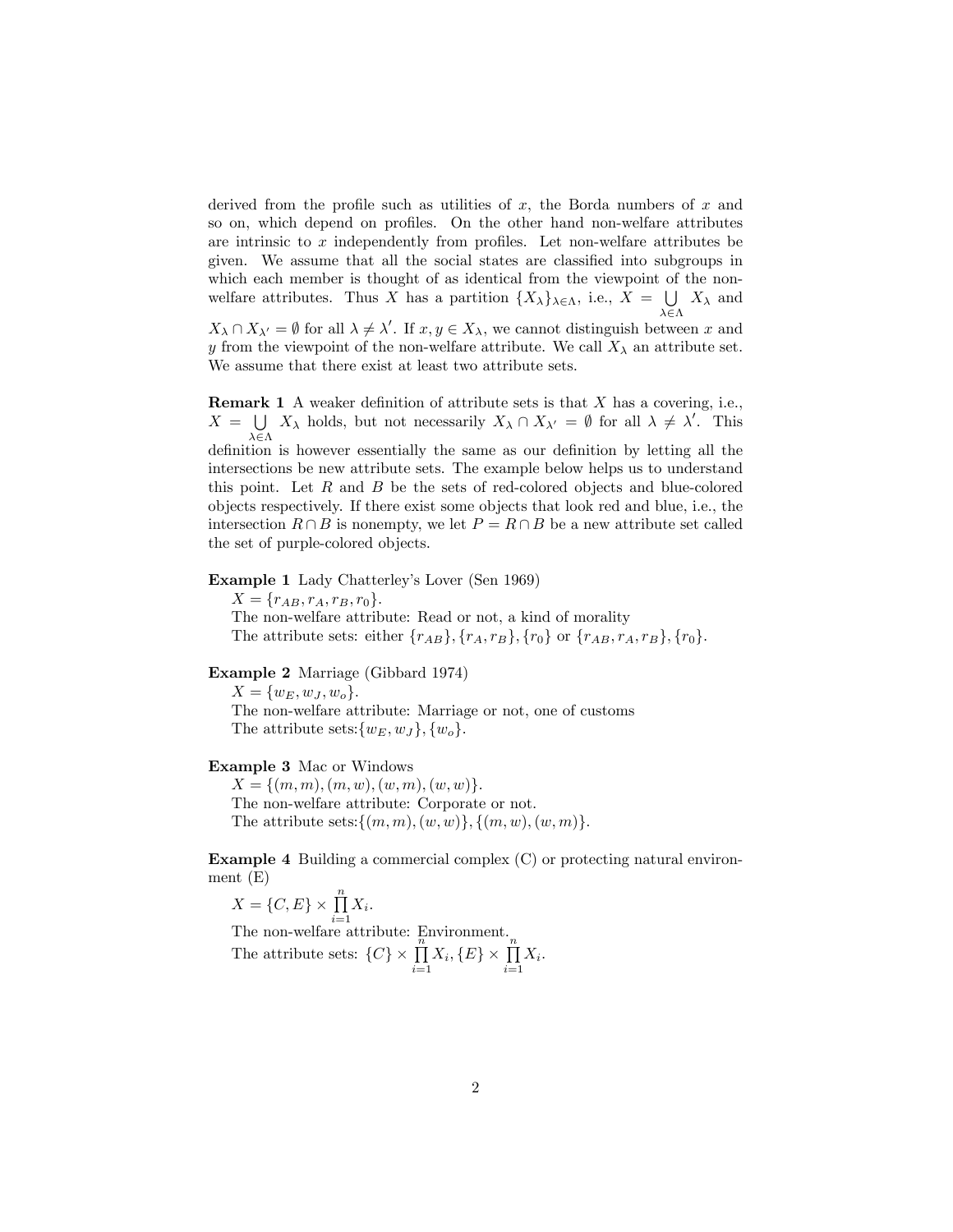derived from the profile such as utilities of $x$, the Borda numbers of $x$ and so on, which depend on profiles. On the other hand non-welfare attributes are intrinsic to $x$ independently from profiles. Let non-welfare attributes be given. We assume that all the social states are classified into subgroups in which each member is thought of as identical from the viewpoint of the non-welfare attributes. Thus $X$ has a partition $\{X_\lambda\}_{\lambda \in \Lambda}$, i.e., $X = \bigcup_{\lambda \in \Lambda} X_\lambda$ and $X_\lambda \cap X_{\lambda'} = \emptyset$ for all $\lambda \neq \lambda'$. If $x, y \in X_\lambda$, we cannot distinguish between $x$ and $y$ from the viewpoint of the non-welfare attribute. We call $X_\lambda$ an attribute set. We assume that there exist at least two attribute sets.

**Remark 1** A weaker definition of attribute sets is that $X$ has a covering, i.e., $X = \bigcup_{\lambda \in \Lambda} X_\lambda$ holds, but not necessarily $X_\lambda \cap X_{\lambda'} = \emptyset$ for all $\lambda \neq \lambda'$. This definition is however essentially the same as our definition by letting all the intersections be new attribute sets. The example below helps us to understand this point. Let $R$ and $B$ be the sets of red-colored objects and blue-colored objects respectively. If there exist some objects that look red and blue, i.e., the intersection $R \cap B$ is nonempty, we let $P = R \cap B$ be a new attribute set called the set of purple-colored objects.

**Example 1** Lady Chatterley's Lover (Sen 1969)

$X = \{r_{AB}, r_A, r_B, r_0\}$.

The non-welfare attribute: Read or not, a kind of morality

The attribute sets: either $\{r_{AB}\}, \{r_A, r_B\}, \{r_0\}$ or $\{r_{AB}, r_A, r_B\}, \{r_0\}$.

**Example 2** Marriage (Gibbard 1974)

$X = \{w_E, w_J, w_o\}$.

The non-welfare attribute: Marriage or not, one of customs

The attribute sets: $\{w_E, w_J\}, \{w_o\}$.

**Example 3** Mac or Windows

$X = \{(m, m), (m, w), (w, m), (w, w)\}$.

The non-welfare attribute: Corporate or not.

The attribute sets: $\{(m, m), (w, w)\}, \{(m, w), (w, m)\}$.

**Example 4** Building a commercial complex (C) or protecting natural environment (E)

$X = \{C, E\} \times \prod_{i=1}^{n} X_i$.

The non-welfare attribute: Environment.

The attribute sets: $\{C\} \times \prod_{i=1}^{n} X_i, \{E\} \times \prod_{i=1}^{n} X_i$.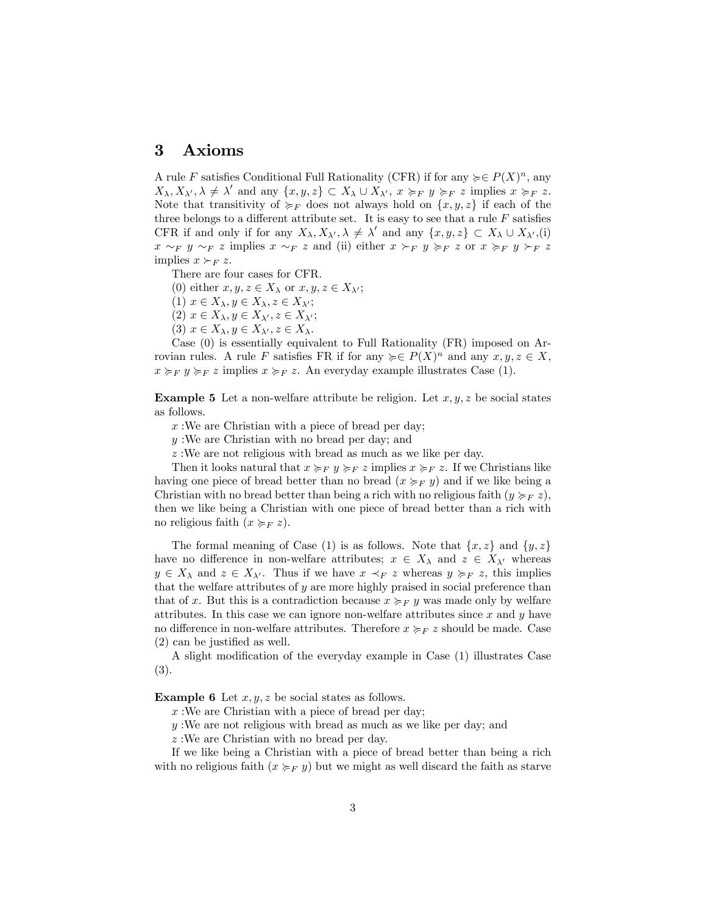## 3 Axioms

A rule $F$ satisfies Conditional Full Rationality (CFR) if for any $\succcurlyeq \in P(X)^n$, any $X_\lambda, X_{\lambda'}, \lambda \neq \lambda'$ and any $\{x, y, z\} \subset X_\lambda \cup X_{\lambda'}$, $x \succcurlyeq_F y \succcurlyeq_F z$ implies $x \succcurlyeq_F z$. Note that transitivity of $\succcurlyeq_F$ does not always hold on $\{x, y, z\}$ if each of the three belongs to a different attribute set. It is easy to see that a rule $F$ satisfies CFR if and only if for any $X_\lambda, X_{\lambda'}, \lambda \neq \lambda'$ and any $\{x, y, z\} \subset X_\lambda \cup X_{\lambda'}$,(i) $x \sim_F y \sim_F z$ implies $x \sim_F z$ and (ii) either $x \succ_F y \succcurlyeq_F z$ or $x \succcurlyeq_F y \succ_F z$ implies $x \succ_F z$.

There are four cases for CFR.

(0) either $x, y, z \in X_\lambda$ or $x, y, z \in X_{\lambda'}$;

(1) $x \in X_\lambda, y \in X_\lambda, z \in X_{\lambda'}$;

(2) $x \in X_\lambda, y \in X_{\lambda'}, z \in X_{\lambda'}$;

(3) $x \in X_\lambda, y \in X_{\lambda'}, z \in X_\lambda$.

Case (0) is essentially equivalent to Full Rationality (FR) imposed on Arrovian rules. A rule $F$ satisfies FR if for any $\succcurlyeq \in P(X)^n$ and any $x, y, z \in X$, $x \succcurlyeq_F y \succcurlyeq_F z$ implies $x \succcurlyeq_F z$. An everyday example illustrates Case (1).

**Example 5** Let a non-welfare attribute be religion. Let $x, y, z$ be social states as follows.

$x$ :We are Christian with a piece of bread per day;

$y$ :We are Christian with no bread per day; and

$z$ :We are not religious with bread as much as we like per day.

Then it looks natural that $x \succcurlyeq_F y \succcurlyeq_F z$ implies $x \succcurlyeq_F z$. If we Christians like having one piece of bread better than no bread ($x \succcurlyeq_F y$) and if we like being a Christian with no bread better than being a rich with no religious faith ($y \succcurlyeq_F z$), then we like being a Christian with one piece of bread better than a rich with no religious faith ($x \succcurlyeq_F z$).

The formal meaning of Case (1) is as follows. Note that $\{x, z\}$ and $\{y, z\}$ have no difference in non-welfare attributes; $x \in X_\lambda$ and $z \in X_{\lambda'}$ whereas $y \in X_\lambda$ and $z \in X_{\lambda'}$. Thus if we have $x \prec_F z$ whereas $y \succcurlyeq_F z$, this implies that the welfare attributes of $y$ are more highly praised in social preference than that of $x$. But this is a contradiction because $x \succcurlyeq_F y$ was made only by welfare attributes. In this case we can ignore non-welfare attributes since $x$ and $y$ have no difference in non-welfare attributes. Therefore $x \succcurlyeq_F z$ should be made. Case (2) can be justified as well.

A slight modification of the everyday example in Case (1) illustrates Case (3).

**Example 6** Let $x, y, z$ be social states as follows.

$x$ :We are Christian with a piece of bread per day;

$y$ :We are not religious with bread as much as we like per day; and

$z$ :We are Christian with no bread per day.

If we like being a Christian with a piece of bread better than being a rich with no religious faith ($x \succcurlyeq_F y$) but we might as well discard the faith as starve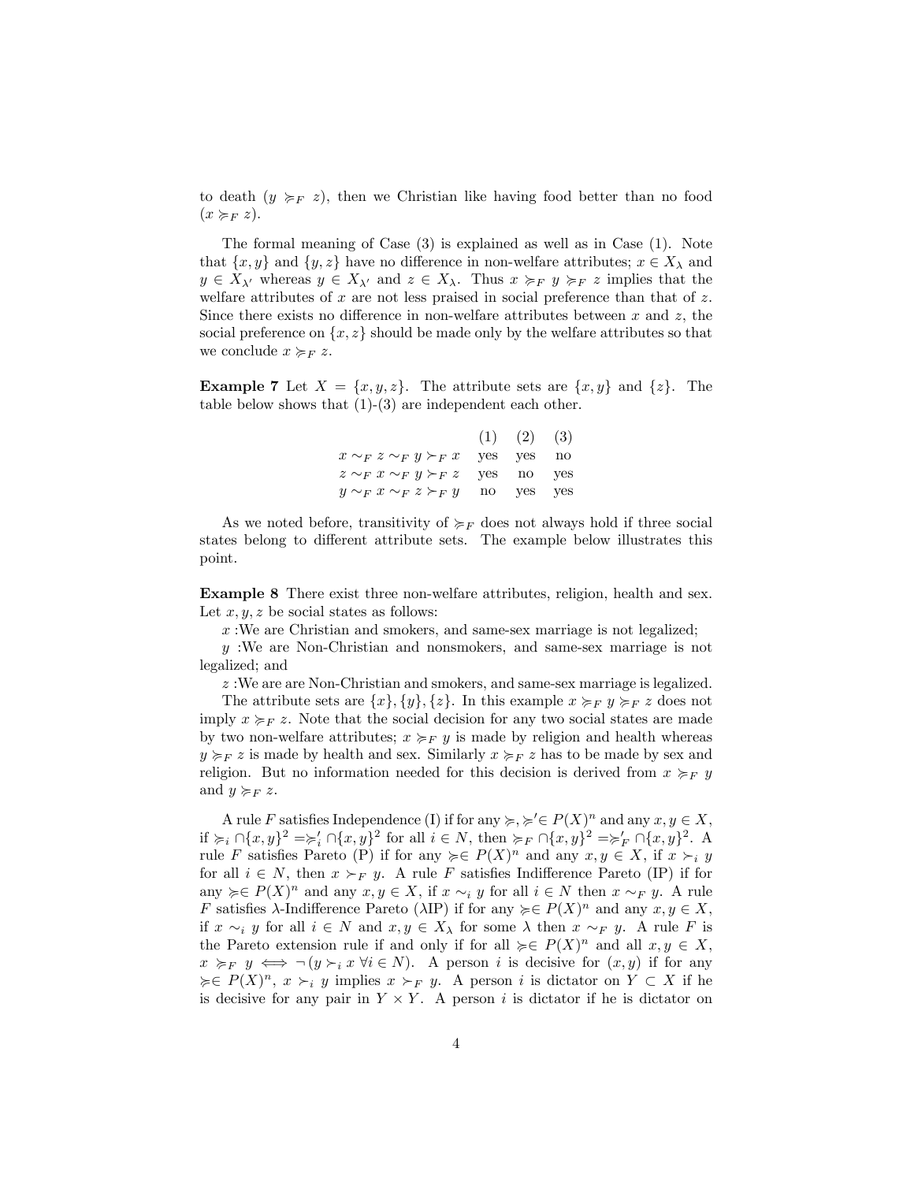to death ($y \succcurlyeq_F z$), then we Christian like having food better than no food ($x \succcurlyeq_F z$).

The formal meaning of Case (3) is explained as well as in Case (1). Note that $\{x, y\}$ and $\{y, z\}$ have no difference in non-welfare attributes; $x \in X_\lambda$ and $y \in X_{\lambda'}$ whereas $y \in X_{\lambda'}$ and $z \in X_\lambda$. Thus $x \succcurlyeq_F y \succcurlyeq_F z$ implies that the welfare attributes of $x$ are not less praised in social preference than that of $z$. Since there exists no difference in non-welfare attributes between $x$ and $z$, the social preference on $\{x, z\}$ should be made only by the welfare attributes so that we conclude $x \succcurlyeq_F z$.

**Example 7** Let $X = \{x, y, z\}$. The attribute sets are $\{x, y\}$ and $\{z\}$. The table below shows that (1)-(3) are independent each other.

| | (1) | (2) | (3) |
|---|---|---|---|
| $x \sim_F z \sim_F y \succ_F x$ | yes | yes | no |
| $z \sim_F x \sim_F y \succ_F z$ | yes | no | yes |
| $y \sim_F x \sim_F z \succ_F y$ | no | yes | yes |

As we noted before, transitivity of $\succcurlyeq_F$ does not always hold if three social states belong to different attribute sets. The example below illustrates this point.

**Example 8** There exist three non-welfare attributes, religion, health and sex. Let $x, y, z$ be social states as follows:

$x$ :We are Christian and smokers, and same-sex marriage is not legalized;

$y$ :We are Non-Christian and nonsmokers, and same-sex marriage is not legalized; and

$z$ :We are are Non-Christian and smokers, and same-sex marriage is legalized.

The attribute sets are $\{x\}, \{y\}, \{z\}$. In this example $x \succcurlyeq_F y \succcurlyeq_F z$ does not imply $x \succcurlyeq_F z$. Note that the social decision for any two social states are made by two non-welfare attributes; $x \succcurlyeq_F y$ is made by religion and health whereas $y \succcurlyeq_F z$ is made by health and sex. Similarly $x \succcurlyeq_F z$ has to be made by sex and religion. But no information needed for this decision is derived from $x \succcurlyeq_F y$ and $y \succcurlyeq_F z$.

A rule $F$ satisfies Independence (I) if for any $\succcurlyeq, \succcurlyeq' \in P(X)^n$ and any $x, y \in X$, if $\succcurlyeq_i \cap \{x, y\}^2 = \succcurlyeq'_i \cap \{x, y\}^2$ for all $i \in N$, then $\succcurlyeq_F \cap \{x, y\}^2 = \succcurlyeq'_F \cap \{x, y\}^2$. A rule $F$ satisfies Pareto (P) if for any $\succcurlyeq \in P(X)^n$ and any $x, y \in X$, if $x \succ_i y$ for all $i \in N$, then $x \succ_F y$. A rule $F$ satisfies Indifference Pareto (IP) if for any $\succcurlyeq \in P(X)^n$ and any $x, y \in X$, if $x \sim_i y$ for all $i \in N$ then $x \sim_F y$. A rule $F$ satisfies $\lambda$-Indifference Pareto ($\lambda$IP) if for any $\succcurlyeq \in P(X)^n$ and any $x, y \in X$, if $x \sim_i y$ for all $i \in N$ and $x, y \in X_\lambda$ for some $\lambda$ then $x \sim_F y$. A rule $F$ is the Pareto extension rule if and only if for all $\succcurlyeq \in P(X)^n$ and all $x, y \in X$, $x \succcurlyeq_F y \iff \neg(y \succ_i x \ \forall i \in N)$. A person $i$ is decisive for $(x, y)$ if for any $\succcurlyeq \in P(X)^n$, $x \succ_i y$ implies $x \succ_F y$. A person $i$ is dictator on $Y \subset X$ if he is decisive for any pair in $Y \times Y$. A person $i$ is dictator if he is dictator on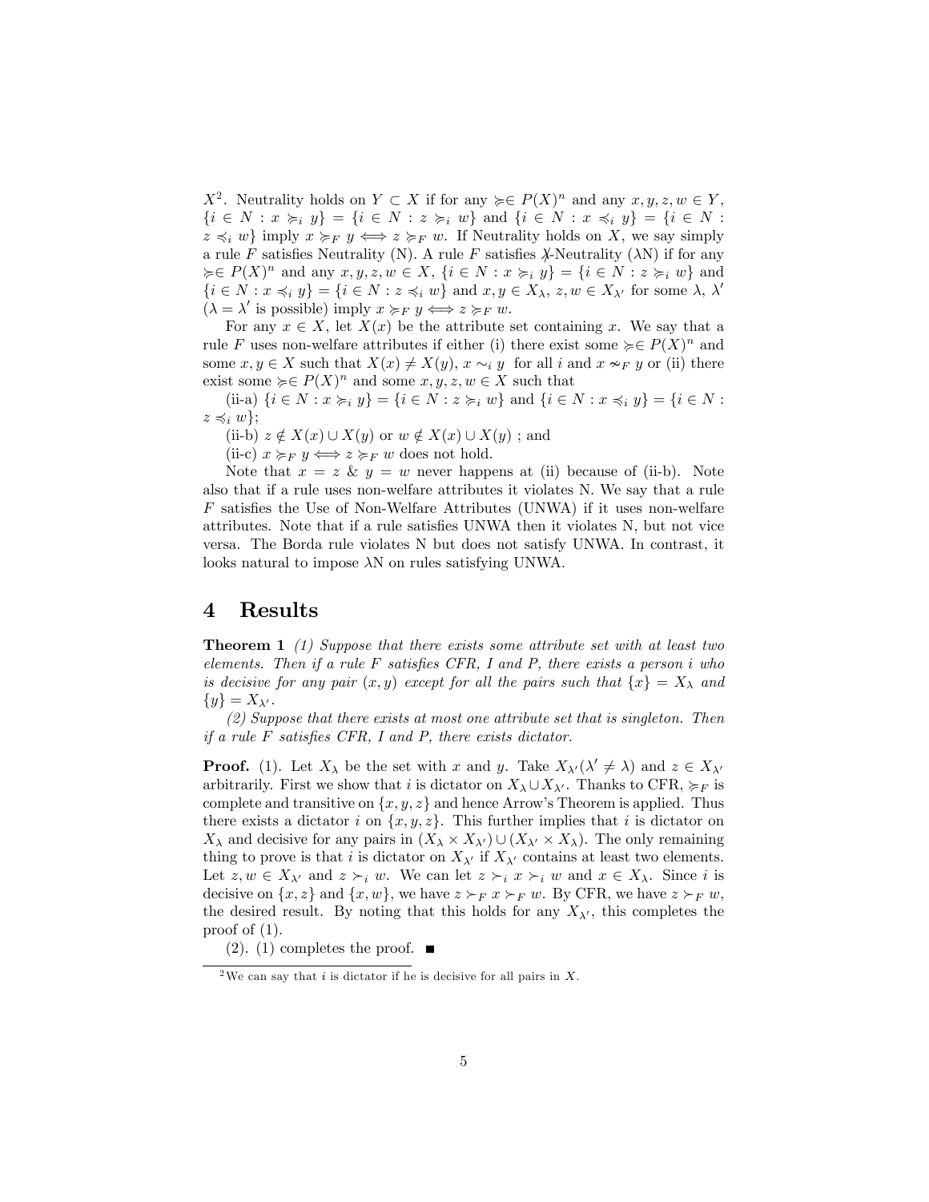$X^2$. Neutrality holds on $Y \subset X$ if for any $\succcurlyeq \in P(X)^n$ and any $x, y, z, w \in Y$, $\{i \in N : x \succcurlyeq_i y\} = \{i \in N : z \succcurlyeq_i w\}$ and $\{i \in N : x \preccurlyeq_i y\} = \{i \in N : z \preccurlyeq_i w\}$ imply $x \succcurlyeq_F y \Longleftrightarrow z \succcurlyeq_F w$. If Neutrality holds on $X$, we say simply a rule $F$ satisfies Neutrality (N). A rule $F$ satisfies $\lambda$-Neutrality ($\lambda$N) if for any $\succcurlyeq \in P(X)^n$ and any $x, y, z, w \in X$, $\{i \in N : x \succcurlyeq_i y\} = \{i \in N : z \succcurlyeq_i w\}$ and $\{i \in N : x \preccurlyeq_i y\} = \{i \in N : z \preccurlyeq_i w\}$ and $x, y \in X_\lambda$, $z, w \in X_{\lambda'}$ for some $\lambda$, $\lambda'$ ($\lambda = \lambda'$ is possible) imply $x \succcurlyeq_F y \Longleftrightarrow z \succcurlyeq_F w$.

For any $x \in X$, let $X(x)$ be the attribute set containing $x$. We say that a rule $F$ uses non-welfare attributes if either (i) there exist some $\succcurlyeq \in P(X)^n$ and some $x, y \in X$ such that $X(x) \neq X(y)$, $x \sim_i y$ for all $i$ and $x \nsim_F y$ or (ii) there exist some $\succcurlyeq \in P(X)^n$ and some $x, y, z, w \in X$ such that

(ii-a) $\{i \in N : x \succcurlyeq_i y\} = \{i \in N : z \succcurlyeq_i w\}$ and $\{i \in N : x \preccurlyeq_i y\} = \{i \in N : z \preccurlyeq_i w\}$;

(ii-b) $z \notin X(x) \cup X(y)$ or $w \notin X(x) \cup X(y)$ ; and

(ii-c) $x \succcurlyeq_F y \Longleftrightarrow z \succcurlyeq_F w$ does not hold.

Note that $x = z$ & $y = w$ never happens at (ii) because of (ii-b). Note also that if a rule uses non-welfare attributes it violates N. We say that a rule $F$ satisfies the Use of Non-Welfare Attributes (UNWA) if it uses non-welfare attributes. Note that if a rule satisfies UNWA then it violates N, but not vice versa. The Borda rule violates N but does not satisfy UNWA. In contrast, it looks natural to impose $\lambda$N on rules satisfying UNWA.

# 4 Results

**Theorem 1** *(1) Suppose that there exists some attribute set with at least two elements. Then if a rule F satisfies CFR, I and P, there exists a person i who is decisive for any pair $(x, y)$ except for all the pairs such that $\{x\} = X_\lambda$ and $\{y\} = X_{\lambda'}$.*

*(2) Suppose that there exists at most one attribute set that is singleton. Then if a rule F satisfies CFR, I and P, there exists dictator.*

**Proof.** (1). Let $X_\lambda$ be the set with $x$ and $y$. Take $X_{\lambda'} (\lambda' \neq \lambda)$ and $z \in X_{\lambda'}$ arbitrarily. First we show that $i$ is dictator on $X_\lambda \cup X_{\lambda'}$. Thanks to CFR, $\succcurlyeq_F$ is complete and transitive on $\{x, y, z\}$ and hence Arrow's Theorem is applied. Thus there exists a dictator $i$ on $\{x, y, z\}$. This further implies that $i$ is dictator on $X_\lambda$ and decisive for any pairs in $(X_\lambda \times X_{\lambda'}) \cup (X_{\lambda'} \times X_\lambda)$. The only remaining thing to prove is that $i$ is dictator on $X_{\lambda'}$ if $X_{\lambda'}$ contains at least two elements. Let $z, w \in X_{\lambda'}$ and $z \succ_i w$. We can let $z \succ_i x \succ_i w$ and $x \in X_\lambda$. Since $i$ is decisive on $\{x, z\}$ and $\{x, w\}$, we have $z \succ_F x \succ_F w$. By CFR, we have $z \succ_F w$, the desired result. By noting that this holds for any $X_{\lambda'}$, this completes the proof of (1).

(2). (1) completes the proof. ■

[2] We can say that $i$ is dictator if he is decisive for all pairs in $X$.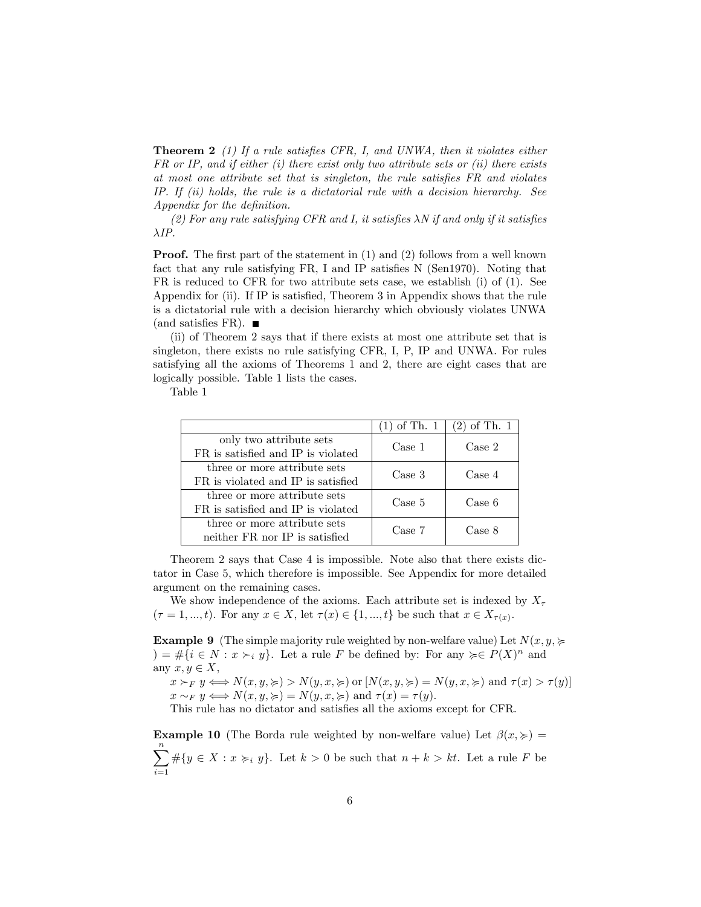**Theorem 2** *(1) If a rule satisfies CFR, I, and UNWA, then it violates either FR or IP, and if either (i) there exist only two attribute sets or (ii) there exists at most one attribute set that is singleton, the rule satisfies FR and violates IP. If (ii) holds, the rule is a dictatorial rule with a decision hierarchy. See Appendix for the definition.*

*(2) For any rule satisfying CFR and I, it satisfies $\lambda$N if and only if it satisfies $\lambda$IP.*

**Proof.** The first part of the statement in (1) and (2) follows from a well known fact that any rule satisfying FR, I and IP satisfies N (Sen1970). Noting that FR is reduced to CFR for two attribute sets case, we establish (i) of (1). See Appendix for (ii). If IP is satisfied, Theorem 3 in Appendix shows that the rule is a dictatorial rule with a decision hierarchy which obviously violates UNWA (and satisfies FR). ■

(ii) of Theorem 2 says that if there exists at most one attribute set that is singleton, there exists no rule satisfying CFR, I, P, IP and UNWA. For rules satisfying all the axioms of Theorems 1 and 2, there are eight cases that are logically possible. Table 1 lists the cases.

Table 1

| | (1) of Th. 1 | (2) of Th. 1 |
|---|---|---|
| only two attribute sets<br>FR is satisfied and IP is violated | Case 1 | Case 2 |
| three or more attribute sets<br>FR is violated and IP is satisfied | Case 3 | Case 4 |
| three or more attribute sets<br>FR is satisfied and IP is violated | Case 5 | Case 6 |
| three or more attribute sets<br>neither FR nor IP is satisfied | Case 7 | Case 8 |

Theorem 2 says that Case 4 is impossible. Note also that there exists dictator in Case 5, which therefore is impossible. See Appendix for more detailed argument on the remaining cases.

We show independence of the axioms. Each attribute set is indexed by $X_\tau$ ($\tau = 1, ..., t$). For any $x \in X$, let $\tau(x) \in \{1, ..., t\}$ be such that $x \in X_{\tau(x)}$.

**Example 9** (The simple majority rule weighted by non-welfare value) Let $N(x, y, \succcurlyeq) = \#\{i \in N : x \succ_i y\}$. Let a rule $F$ be defined by: For any $\succcurlyeq \in P(X)^n$ and any $x, y \in X$,

$x \succ_F y \Longleftrightarrow N(x, y, \succcurlyeq) > N(y, x, \succcurlyeq)$ or $[N(x, y, \succcurlyeq) = N(y, x, \succcurlyeq)$ and $\tau(x) > \tau(y)]$

$x \sim_F y \Longleftrightarrow N(x, y, \succcurlyeq) = N(y, x, \succcurlyeq)$ and $\tau(x) = \tau(y)$.

This rule has no dictator and satisfies all the axioms except for CFR.

**Example 10** (The Borda rule weighted by non-welfare value) Let $\beta(x, \succcurlyeq) = \sum_{i=1}^{n} \#\{y \in X : x \succcurlyeq_i y\}$. Let $k > 0$ be such that $n + k > kt$. Let a rule $F$ be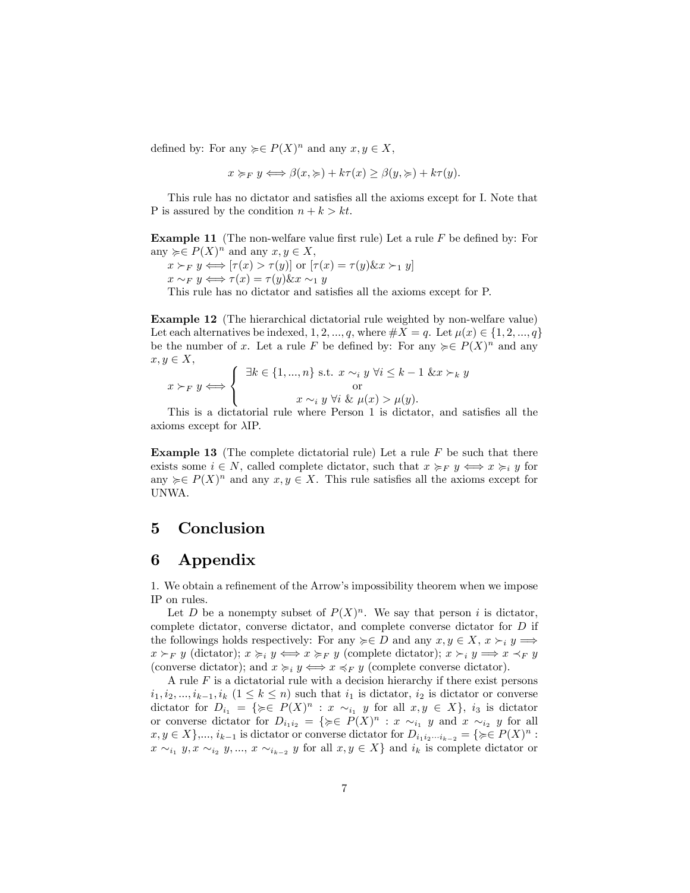defined by: For any $\succcurlyeq \in P(X)^n$ and any $x, y \in X$,

$$x \succcurlyeq_F y \Longleftrightarrow \beta(x, \succcurlyeq) + k\tau(x) \geq \beta(y, \succcurlyeq) + k\tau(y).$$

This rule has no dictator and satisfies all the axioms except for I. Note that P is assured by the condition $n + k > kt$.

**Example 11** (The non-welfare value first rule) Let a rule $F$ be defined by: For any $\succcurlyeq \in P(X)^n$ and any $x, y \in X$,

$x \succ_F y \Longleftrightarrow [\tau(x) > \tau(y)]$ or $[\tau(x) = \tau(y) \& x \succ_1 y]$

$x \sim_F y \Longleftrightarrow \tau(x) = \tau(y) \& x \sim_1 y$

This rule has no dictator and satisfies all the axioms except for P.

**Example 12** (The hierarchical dictatorial rule weighted by non-welfare value) Let each alternatives be indexed, $1, 2, ..., q$, where $\#X = q$. Let $\mu(x) \in \{1, 2, ..., q\}$ be the number of $x$. Let a rule $F$ be defined by: For any $\succcurlyeq \in P(X)^n$ and any $x, y \in X$,

$$x \succ_F y \Longleftrightarrow \begin{cases} \exists k \in \{1, ..., n\} \text{ s.t. } x \sim_i y \ \forall i \leq k-1 \ \& x \succ_k y \\ \text{or} \\ x \sim_i y \ \forall i \ \& \ \mu(x) > \mu(y). \end{cases}$$

This is a dictatorial rule where Person 1 is dictator, and satisfies all the axioms except for $\lambda$IP.

**Example 13** (The complete dictatorial rule) Let a rule $F$ be such that there exists some $i \in N$, called complete dictator, such that $x \succcurlyeq_F y \Longleftrightarrow x \succcurlyeq_i y$ for any $\succcurlyeq \in P(X)^n$ and any $x, y \in X$. This rule satisfies all the axioms except for UNWA.

# 5 Conclusion

# 6 Appendix

1. We obtain a refinement of the Arrow's impossibility theorem when we impose IP on rules.

Let $D$ be a nonempty subset of $P(X)^n$. We say that person $i$ is dictator, complete dictator, converse dictator, and complete converse dictator for $D$ if the followings holds respectively: For any $\succcurlyeq \in D$ and any $x, y \in X$, $x \succ_i y \Longrightarrow x \succ_F y$ (dictator); $x \succcurlyeq_i y \Longleftrightarrow x \succcurlyeq_F y$ (complete dictator); $x \succ_i y \Longrightarrow x \prec_F y$ (converse dictator); and $x \succcurlyeq_i y \Longleftrightarrow x \preccurlyeq_F y$ (complete converse dictator).

A rule $F$ is a dictatorial rule with a decision hierarchy if there exist persons $i_1, i_2, ..., i_{k-1}, i_k$ $(1 \leq k \leq n)$ such that $i_1$ is dictator, $i_2$ is dictator or converse dictator for $D_{i_1} = \{\succcurlyeq \in P(X)^n : x \sim_{i_1} y$ for all $x, y \in X\}$, $i_3$ is dictator or converse dictator for $D_{i_1 i_2} = \{\succcurlyeq \in P(X)^n : x \sim_{i_1} y$ and $x \sim_{i_2} y$ for all $x, y \in X\}$,..., $i_{k-1}$ is dictator or converse dictator for $D_{i_1 i_2 \cdots i_{k-2}} = \{\succcurlyeq \in P(X)^n : x \sim_{i_1} y, x \sim_{i_2} y, ..., x \sim_{i_{k-2}} y$ for all $x, y \in X\}$ and $i_k$ is complete dictator or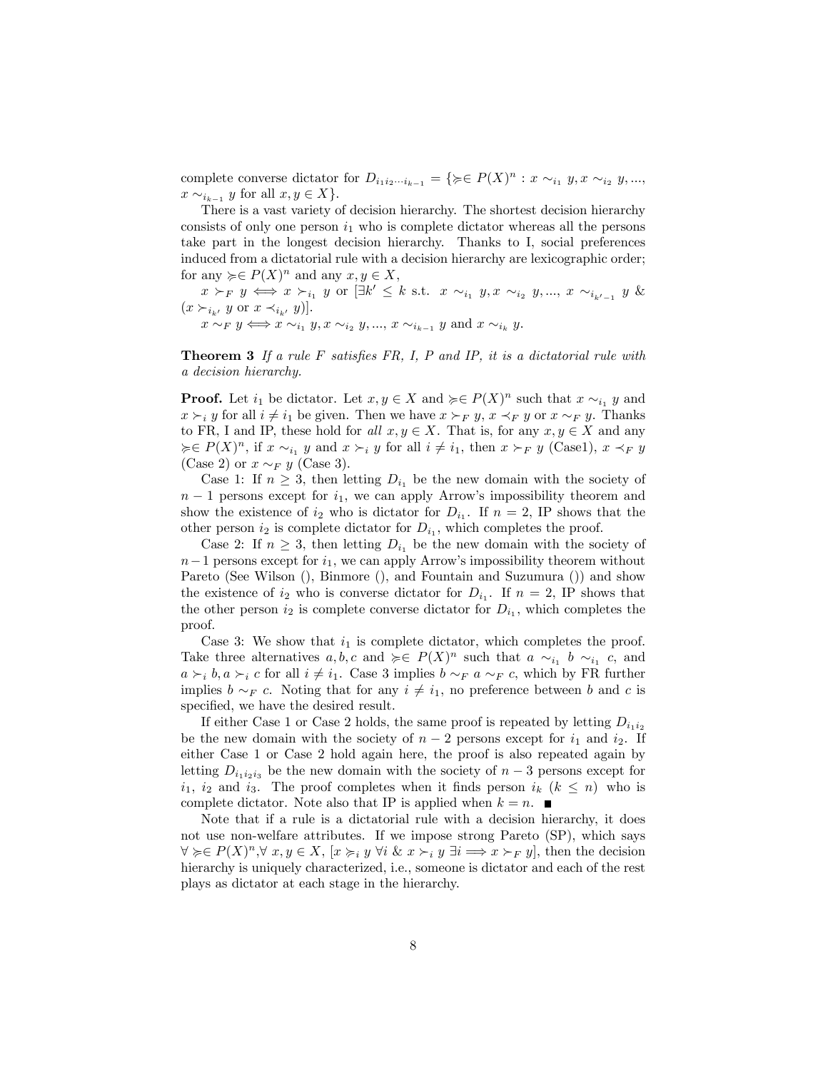complete converse dictator for $D_{i_1 i_2 \cdots i_{k-1}} = \{\succcurlyeq \in P(X)^n : x \sim_{i_1} y, x \sim_{i_2} y, ..., x \sim_{i_{k-1}} y$ for all $x, y \in X\}$.

There is a vast variety of decision hierarchy. The shortest decision hierarchy consists of only one person $i_1$ who is complete dictator whereas all the persons take part in the longest decision hierarchy. Thanks to I, social preferences induced from a dictatorial rule with a decision hierarchy are lexicographic order; for any $\succcurlyeq \in P(X)^n$ and any $x, y \in X$,

$x \succ_F y \iff x \succ_{i_1} y$ or $[\exists k' \leq k$ s.t. $x \sim_{i_1} y, x \sim_{i_2} y, ..., x \sim_{i_{k'-1}} y$ & $(x \succ_{i_{k'}} y$ or $x \prec_{i_{k'}} y)]$.

$x \sim_F y \iff x \sim_{i_1} y, x \sim_{i_2} y, ..., x \sim_{i_{k-1}} y$ and $x \sim_{i_k} y$.

**Theorem 3** *If a rule F satisfies FR, I, P and IP, it is a dictatorial rule with a decision hierarchy.*

**Proof.** Let $i_1$ be dictator. Let $x, y \in X$ and $\succcurlyeq \in P(X)^n$ such that $x \sim_{i_1} y$ and $x \succ_i y$ for all $i \neq i_1$ be given. Then we have $x \succ_F y$, $x \prec_F y$ or $x \sim_F y$. Thanks to FR, I and IP, these hold for *all* $x, y \in X$. That is, for any $x, y \in X$ and any $\succcurlyeq \in P(X)^n$, if $x \sim_{i_1} y$ and $x \succ_i y$ for all $i \neq i_1$, then $x \succ_F y$ (Case1), $x \prec_F y$ (Case 2) or $x \sim_F y$ (Case 3).

Case 1: If $n \geq 3$, then letting $D_{i_1}$ be the new domain with the society of $n-1$ persons except for $i_1$, we can apply Arrow's impossibility theorem and show the existence of $i_2$ who is dictator for $D_{i_1}$. If $n = 2$, IP shows that the other person $i_2$ is complete dictator for $D_{i_1}$, which completes the proof.

Case 2: If $n \geq 3$, then letting $D_{i_1}$ be the new domain with the society of $n-1$ persons except for $i_1$, we can apply Arrow's impossibility theorem without Pareto (See Wilson (), Binmore (), and Fountain and Suzumura ()) and show the existence of $i_2$ who is converse dictator for $D_{i_1}$. If $n = 2$, IP shows that the other person $i_2$ is complete converse dictator for $D_{i_1}$, which completes the proof.

Case 3: We show that $i_1$ is complete dictator, which completes the proof. Take three alternatives $a, b, c$ and $\succcurlyeq \in P(X)^n$ such that $a \sim_{i_1} b \sim_{i_1} c$, and $a \succ_i b, a \succ_i c$ for all $i \neq i_1$. Case 3 implies $b \sim_F a \sim_F c$, which by FR further implies $b \sim_F c$. Noting that for any $i \neq i_1$, no preference between $b$ and $c$ is specified, we have the desired result.

If either Case 1 or Case 2 holds, the same proof is repeated by letting $D_{i_1 i_2}$ be the new domain with the society of $n-2$ persons except for $i_1$ and $i_2$. If either Case 1 or Case 2 hold again here, the proof is also repeated again by letting $D_{i_1 i_2 i_3}$ be the new domain with the society of $n-3$ persons except for $i_1$, $i_2$ and $i_3$. The proof completes when it finds person $i_k$ $(k \leq n)$ who is complete dictator. Note also that IP is applied when $k = n$. ■

Note that if a rule is a dictatorial rule with a decision hierarchy, it does not use non-welfare attributes. If we impose strong Pareto (SP), which says $\forall \succcurlyeq \in P(X)^n, \forall\, x, y \in X$, $[x \succcurlyeq_i y\ \forall i$ & $x \succ_i y\ \exists i \Longrightarrow x \succ_F y]$, then the decision hierarchy is uniquely characterized, i.e., someone is dictator and each of the rest plays as dictator at each stage in the hierarchy.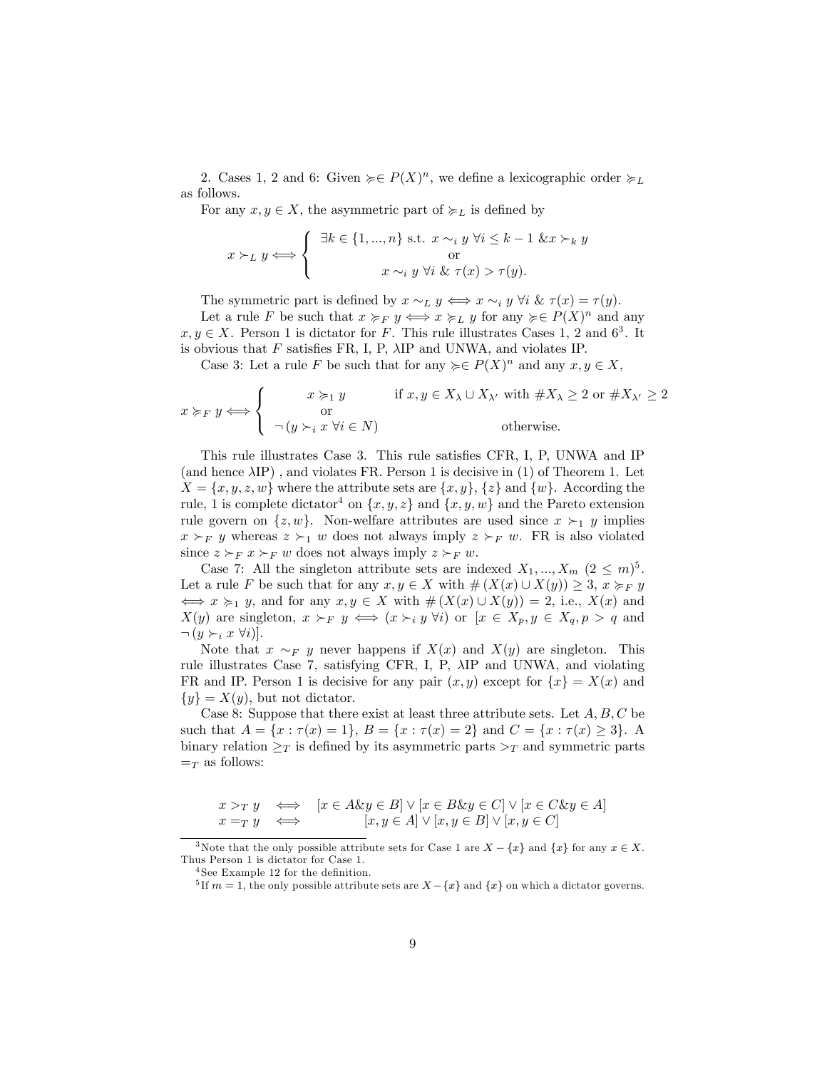2. Cases 1, 2 and 6: Given $\succcurlyeq \in P(X)^n$, we define a lexicographic order $\succcurlyeq_L$ as follows.

For any $x, y \in X$, the asymmetric part of $\succcurlyeq_L$ is defined by

$$x \succ_L y \Longleftrightarrow \begin{cases} \exists k \in \{1, ..., n\} \text{ s.t. } x \sim_i y \ \forall i \leq k-1 \ \& x \succ_k y \\ \text{or} \\ x \sim_i y \ \forall i \ \& \ \tau(x) > \tau(y). \end{cases}$$

The symmetric part is defined by $x \sim_L y \Longleftrightarrow x \sim_i y \ \forall i \ \& \ \tau(x) = \tau(y)$.

Let a rule $F$ be such that $x \succcurlyeq_F y \Longleftrightarrow x \succcurlyeq_L y$ for any $\succcurlyeq \in P(X)^n$ and any $x, y \in X$. Person 1 is dictator for $F$. This rule illustrates Cases 1, 2 and 6[3]. It is obvious that $F$ satisfies FR, I, P, $\lambda$IP and UNWA, and violates IP.

Case 3: Let a rule $F$ be such that for any $\succcurlyeq \in P(X)^n$ and any $x, y \in X$,

$$x \succcurlyeq_F y \Longleftrightarrow \begin{cases} x \succcurlyeq_1 y & \text{if } x, y \in X_\lambda \cup X_{\lambda'} \text{ with } \# X_\lambda \geq 2 \text{ or } \# X_{\lambda'} \geq 2 \\ \text{or} & \\ \neg (y \succ_i x \ \forall i \in N) & \text{otherwise.} \end{cases}$$

This rule illustrates Case 3. This rule satisfies CFR, I, P, UNWA and IP (and hence $\lambda$IP) , and violates FR. Person 1 is decisive in (1) of Theorem 1. Let $X = \{x, y, z, w\}$ where the attribute sets are $\{x, y\}$, $\{z\}$ and $\{w\}$. According the rule, 1 is complete dictator[4] on $\{x, y, z\}$ and $\{x, y, w\}$ and the Pareto extension rule govern on $\{z, w\}$. Non-welfare attributes are used since $x \succ_1 y$ implies $x \succ_F y$ whereas $z \succ_1 w$ does not always imply $z \succ_F w$. FR is also violated since $z \succ_F x \succ_F w$ does not always imply $z \succ_F w$.

Case 7: All the singleton attribute sets are indexed $X_1, ..., X_m$ $(2 \leq m)$[5]. Let a rule $F$ be such that for any $x, y \in X$ with $\# (X(x) \cup X(y)) \geq 3$, $x \succcurlyeq_F y \Longleftrightarrow x \succcurlyeq_1 y$, and for any $x, y \in X$ with $\# (X(x) \cup X(y)) = 2$, i.e., $X(x)$ and $X(y)$ are singleton, $x \succ_F y \Longleftrightarrow (x \succ_i y \ \forall i)$ or $[x \in X_p, y \in X_q, p > q$ and $\neg (y \succ_i x \ \forall i)]$.

Note that $x \sim_F y$ never happens if $X(x)$ and $X(y)$ are singleton. This rule illustrates Case 7, satisfying CFR, I, P, $\lambda$IP and UNWA, and violating FR and IP. Person 1 is decisive for any pair $(x, y)$ except for $\{x\} = X(x)$ and $\{y\} = X(y)$, but not dictator.

Case 8: Suppose that there exist at least three attribute sets. Let $A, B, C$ be such that $A = \{x : \tau(x) = 1\}$, $B = \{x : \tau(x) = 2\}$ and $C = \{x : \tau(x) \geq 3\}$. A binary relation $\geq_T$ is defined by its asymmetric parts $>_T$ and symmetric parts $=_T$ as follows:

$$\begin{aligned} x >_T y &\Longleftrightarrow [x \in A \& y \in B] \vee [x \in B \& y \in C] \vee [x \in C \& y \in A] \\ x =_T y &\Longleftrightarrow [x, y \in A] \vee [x, y \in B] \vee [x, y \in C] \end{aligned}$$

[3]Note that the only possible attribute sets for Case 1 are $X - \{x\}$ and $\{x\}$ for any $x \in X$. Thus Person 1 is dictator for Case 1.

[4]See Example 12 for the definition.

[5]If $m = 1$, the only possible attribute sets are $X - \{x\}$ and $\{x\}$ on which a dictator governs.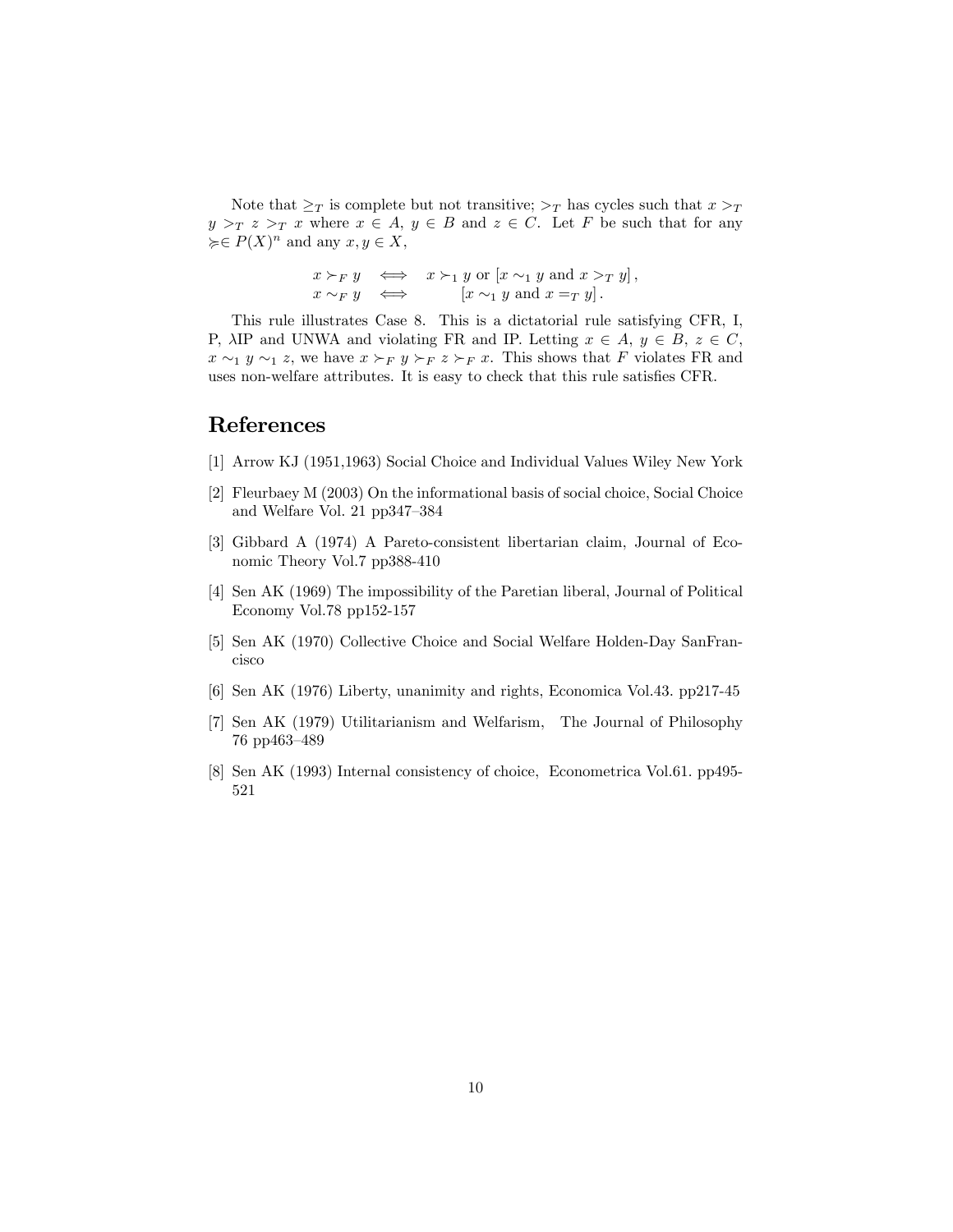Note that $\geq_T$ is complete but not transitive; $>_T$ has cycles such that $x >_T y >_T z >_T x$ where $x \in A$, $y \in B$ and $z \in C$. Let $F$ be such that for any $\succcurlyeq \in P(X)^n$ and any $x, y \in X$,

$$
\begin{aligned}
x \succ_F y &\iff x \succ_1 y \text{ or } [x \sim_1 y \text{ and } x >_T y], \\
x \sim_F y &\iff [x \sim_1 y \text{ and } x =_T y].
\end{aligned}
$$

This rule illustrates Case 8. This is a dictatorial rule satisfying CFR, I, P, $\lambda$IP and UNWA and violating FR and IP. Letting $x \in A$, $y \in B$, $z \in C$, $x \sim_1 y \sim_1 z$, we have $x \succ_F y \succ_F z \succ_F x$. This shows that $F$ violates FR and uses non-welfare attributes. It is easy to check that this rule satisfies CFR.

## References

[1] Arrow KJ (1951,1963) Social Choice and Individual Values Wiley New York

[2] Fleurbaey M (2003) On the informational basis of social choice, Social Choice and Welfare Vol. 21 pp347–384

[3] Gibbard A (1974) A Pareto-consistent libertarian claim, Journal of Economic Theory Vol.7 pp388-410

[4] Sen AK (1969) The impossibility of the Paretian liberal, Journal of Political Economy Vol.78 pp152-157

[5] Sen AK (1970) Collective Choice and Social Welfare Holden-Day SanFrancisco

[6] Sen AK (1976) Liberty, unanimity and rights, Economica Vol.43. pp217-45

[7] Sen AK (1979) Utilitarianism and Welfarism, The Journal of Philosophy 76 pp463–489

[8] Sen AK (1993) Internal consistency of choice, Econometrica Vol.61. pp495-521